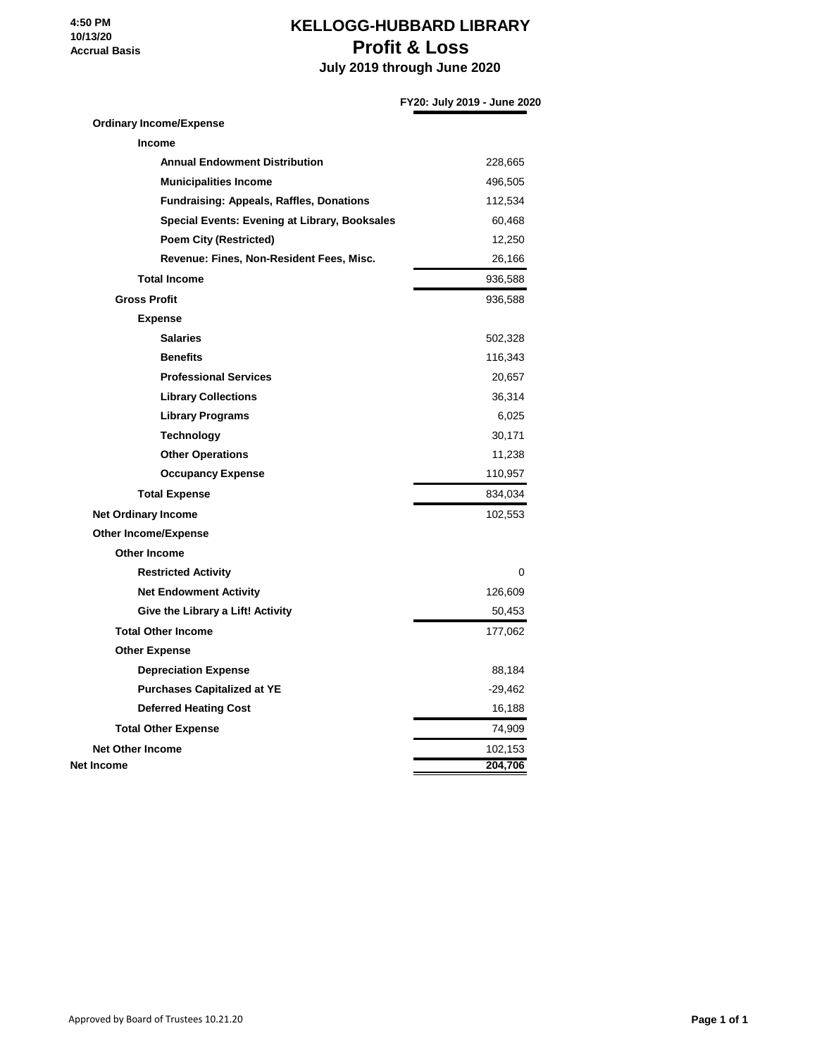4:50 PM
10/13/20
Accrual Basis

# KELLOGG-HUBBARD LIBRARY
## Profit & Loss
### July 2019 through June 2020

| | FY20: July 2019 - June 2020 |
|---|---|
| **Ordinary Income/Expense** | |
| **Income** | |
| **Annual Endowment Distribution** | 228,665 |
| **Municipalities Income** | 496,505 |
| **Fundraising: Appeals, Raffles, Donations** | 112,534 |
| **Special Events: Evening at Library, Booksales** | 60,468 |
| **Poem City (Restricted)** | 12,250 |
| **Revenue: Fines, Non-Resident Fees, Misc.** | 26,166 |
| **Total Income** | 936,588 |
| **Gross Profit** | 936,588 |
| **Expense** | |
| **Salaries** | 502,328 |
| **Benefits** | 116,343 |
| **Professional Services** | 20,657 |
| **Library Collections** | 36,314 |
| **Library Programs** | 6,025 |
| **Technology** | 30,171 |
| **Other Operations** | 11,238 |
| **Occupancy Expense** | 110,957 |
| **Total Expense** | 834,034 |
| **Net Ordinary Income** | 102,553 |
| **Other Income/Expense** | |
| **Other Income** | |
| **Restricted Activity** | 0 |
| **Net Endowment Activity** | 126,609 |
| **Give the Library a Lift! Activity** | 50,453 |
| **Total Other Income** | 177,062 |
| **Other Expense** | |
| **Depreciation Expense** | 88,184 |
| **Purchases Capitalized at YE** | -29,462 |
| **Deferred Heating Cost** | 16,188 |
| **Total Other Expense** | 74,909 |
| **Net Other Income** | 102,153 |
| **Net Income** | **204,706** |

Approved by Board of Trustees 10.21.20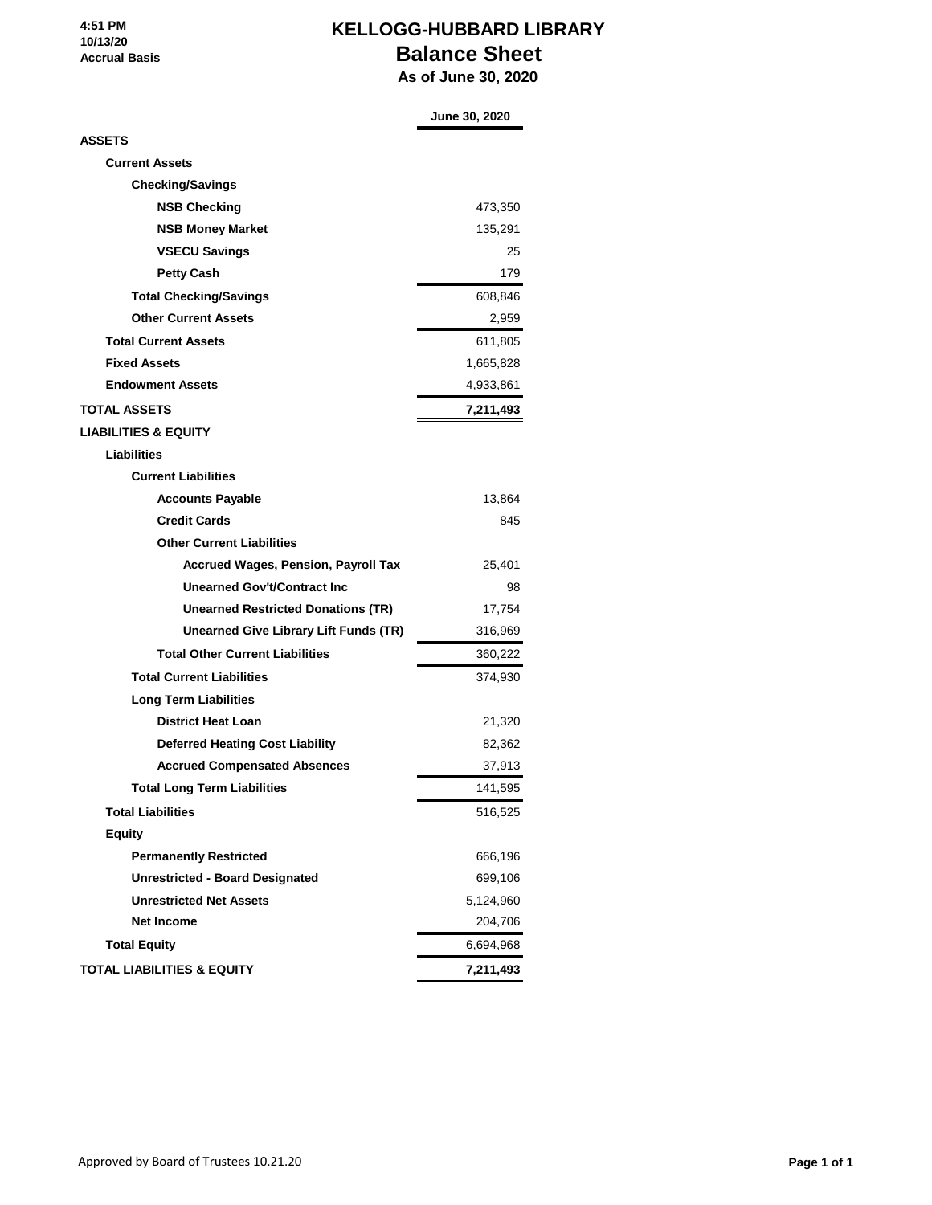4:51 PM
10/13/20
Accrual Basis

# KELLOGG-HUBBARD LIBRARY
## Balance Sheet
### As of June 30, 2020

| | June 30, 2020 |
|---|---|
| **ASSETS** | |
| **Current Assets** | |
| **Checking/Savings** | |
| **NSB Checking** | 473,350 |
| **NSB Money Market** | 135,291 |
| **VSECU Savings** | 25 |
| **Petty Cash** | 179 |
| **Total Checking/Savings** | 608,846 |
| **Other Current Assets** | 2,959 |
| **Total Current Assets** | 611,805 |
| **Fixed Assets** | 1,665,828 |
| **Endowment Assets** | 4,933,861 |
| **TOTAL ASSETS** | 7,211,493 |
| **LIABILITIES & EQUITY** | |
| **Liabilities** | |
| **Current Liabilities** | |
| **Accounts Payable** | 13,864 |
| **Credit Cards** | 845 |
| **Other Current Liabilities** | |
| **Accrued Wages, Pension, Payroll Tax** | 25,401 |
| **Unearned Gov't/Contract Inc** | 98 |
| **Unearned Restricted Donations (TR)** | 17,754 |
| **Unearned Give Library Lift Funds (TR)** | 316,969 |
| **Total Other Current Liabilities** | 360,222 |
| **Total Current Liabilities** | 374,930 |
| **Long Term Liabilities** | |
| **District Heat Loan** | 21,320 |
| **Deferred Heating Cost Liability** | 82,362 |
| **Accrued Compensated Absences** | 37,913 |
| **Total Long Term Liabilities** | 141,595 |
| **Total Liabilities** | 516,525 |
| **Equity** | |
| **Permanently Restricted** | 666,196 |
| **Unrestricted - Board Designated** | 699,106 |
| **Unrestricted Net Assets** | 5,124,960 |
| **Net Income** | 204,706 |
| **Total Equity** | 6,694,968 |
| **TOTAL LIABILITIES & EQUITY** | 7,211,493 |

Approved by Board of Trustees 10.21.20